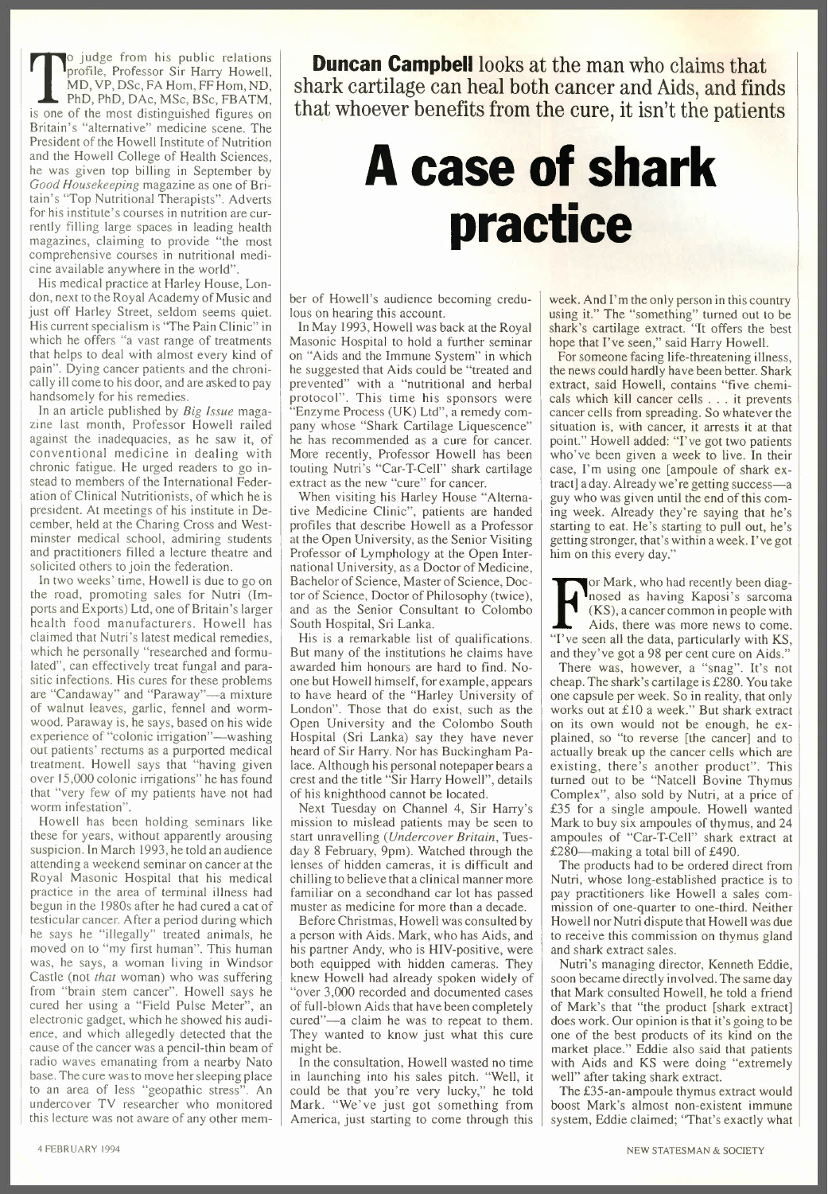**Duncan Campbell** looks at the man who claims that shark cartilage can heal both cancer and Aids, and finds that whoever benefits from the cure, it isn't the patients

# A case of shark practice

To judge from his public relations profile, Professor Sir Harry Howell, MD, VP, DSc, FA Hom, FF Hom, ND, PhD, PhD, DAc, MSc, BSc, FBATM, is one of the most distinguished figures on Britain's "alternative" medicine scene. The President of the Howell Institute of Nutrition and the Howell College of Health Sciences, he was given top billing in September by *Good Housekeeping* magazine as one of Britain's "Top Nutritional Therapists". Adverts for his institute's courses in nutrition are currently filling large spaces in leading health magazines, claiming to provide "the most comprehensive courses in nutritional medicine available anywhere in the world".

His medical practice at Harley House, London, next to the Royal Academy of Music and just off Harley Street, seldom seems quiet. His current specialism is "The Pain Clinic" in which he offers "a vast range of treatments that helps to deal with almost every kind of pain". Dying cancer patients and the chronically ill come to his door, and are asked to pay handsomely for his remedies.

In an article published by *Big Issue* magazine last month, Professor Howell railed against the inadequacies, as he saw it, of conventional medicine in dealing with chronic fatigue. He urged readers to go instead to members of the International Federation of Clinical Nutritionists, of which he is president. At meetings of his institute in December, held at the Charing Cross and Westminster medical school, admiring students and practitioners filled a lecture theatre and solicited others to join the federation.

In two weeks' time, Howell is due to go on the road, promoting sales for Nutri (Imports and Exports) Ltd, one of Britain's larger health food manufacturers. Howell has claimed that Nutri's latest medical remedies, which he personally "researched and formulated", can effectively treat fungal and parasitic infections. His cures for these problems are "Candaway" and "Paraway"—a mixture of walnut leaves, garlic, fennel and wormwood. Paraway is, he says, based on his wide experience of "colonic irrigation"—washing out patients' rectums as a purported medical treatment. Howell says that "having given over 15,000 colonic irrigations" he has found that "very few of my patients have not had worm infestation".

Howell has been holding seminars like these for years, without apparently arousing suspicion. In March 1993, he told an audience attending a weekend seminar on cancer at the Royal Masonic Hospital that his medical practice in the area of terminal illness had begun in the 1980s after he had cured a cat of testicular cancer. After a period during which he says he "illegally" treated animals, he moved on to "my first human". This human was, he says, a woman living in Windsor Castle (not *that* woman) who was suffering from "brain stem cancer". Howell says he cured her using a "Field Pulse Meter", an electronic gadget, which he showed his audience, and which allegedly detected that the cause of the cancer was a pencil-thin beam of radio waves emanating from a nearby Nato base. The cure was to move her sleeping place to an area of less "geopathic stress". An undercover TV researcher who monitored this lecture was not aware of any other member of Howell's audience becoming credulous on hearing this account.

In May 1993, Howell was back at the Royal Masonic Hospital to hold a further seminar on "Aids and the Immune System" in which he suggested that Aids could be "treated and prevented" with a "nutritional and herbal protocol". This time his sponsors were "Enzyme Process (UK) Ltd", a remedy company whose "Shark Cartilage Liquescence" he has recommended as a cure for cancer. More recently, Professor Howell has been touting Nutri's "Car-T-Cell" shark cartilage extract as the new "cure" for cancer.

When visiting his Harley House "Alternative Medicine Clinic", patients are handed profiles that describe Howell as a Professor at the Open University, as the Senior Visiting Professor of Lymphology at the Open International University, as a Doctor of Medicine, Bachelor of Science, Master of Science, Doctor of Science, Doctor of Philosophy (twice), and as the Senior Consultant to Colombo South Hospital, Sri Lanka.

His is a remarkable list of qualifications. But many of the institutions he claims have awarded him honours are hard to find. No-one but Howell himself, for example, appears to have heard of the "Harley University of London". Those that do exist, such as the Open University and the Colombo South Hospital (Sri Lanka) say they have never heard of Sir Harry. Nor has Buckingham Palace. Although his personal notepaper bears a crest and the title "Sir Harry Howell", details of his knighthood cannot be located.

Next Tuesday on Channel 4, Sir Harry's mission to mislead patients may be seen to start unravelling (*Undercover Britain*, Tuesday 8 February, 9pm). Watched through the lenses of hidden cameras, it is difficult and chilling to believe that a clinical manner more familiar on a secondhand car lot has passed muster as medicine for more than a decade.

Before Christmas, Howell was consulted by a person with Aids. Mark, who has Aids, and his partner Andy, who is HIV-positive, were both equipped with hidden cameras. They knew Howell had already spoken widely of "over 3,000 recorded and documented cases of full-blown Aids that have been completely cured"—a claim he was to repeat to them. They wanted to know just what this cure might be.

In the consultation, Howell wasted no time in launching into his sales pitch. "Well, it could be that you're very lucky," he told Mark. "We've just got something from America, just starting to come through this week. And I'm the only person in this country using it." The "something" turned out to be shark's cartilage extract. "It offers the best hope that I've seen," said Harry Howell.

For someone facing life-threatening illness, the news could hardly have been better. Shark extract, said Howell, contains "five chemicals which kill cancer cells . . . it prevents cancer cells from spreading. So whatever the situation is, with cancer, it arrests it at that point." Howell added: "I've got two patients who've been given a week to live. In their case, I'm using one [ampoule of shark extract] a day. Already we're getting success—a guy who was given until the end of this coming week. Already they're saying that he's starting to eat. He's starting to pull out, he's getting stronger, that's within a week. I've got him on this every day."

For Mark, who had recently been diagnosed as having Kaposi's sarcoma (KS), a cancer common in people with Aids, there was more news to come. "I've seen all the data, particularly with KS, and they've got a 98 per cent cure on Aids."

There was, however, a "snag". It's not cheap. The shark's cartilage is £280. You take one capsule per week. So in reality, that only works out at £10 a week." But shark extract on its own would not be enough, he explained, so "to reverse [the cancer] and to actually break up the cancer cells which are existing, there's another product". This turned out to be "Natcell Bovine Thymus Complex", also sold by Nutri, at a price of £35 for a single ampoule. Howell wanted Mark to buy six ampoules of thymus, and 24 ampoules of "Car-T-Cell" shark extract at £280—making a total bill of £490.

The products had to be ordered direct from Nutri, whose long-established practice is to pay practitioners like Howell a sales commission of one-quarter to one-third. Neither Howell nor Nutri dispute that Howell was due to receive this commission on thymus gland and shark extract sales.

Nutri's managing director, Kenneth Eddie, soon became directly involved. The same day that Mark consulted Howell, he told a friend of Mark's that "the product [shark extract] does work. Our opinion is that it's going to be one of the best products of its kind on the market place." Eddie also said that patients with Aids and KS were doing "extremely well" after taking shark extract.

The £35-an-ampoule thymus extract would boost Mark's almost non-existent immune system, Eddie claimed; "That's exactly what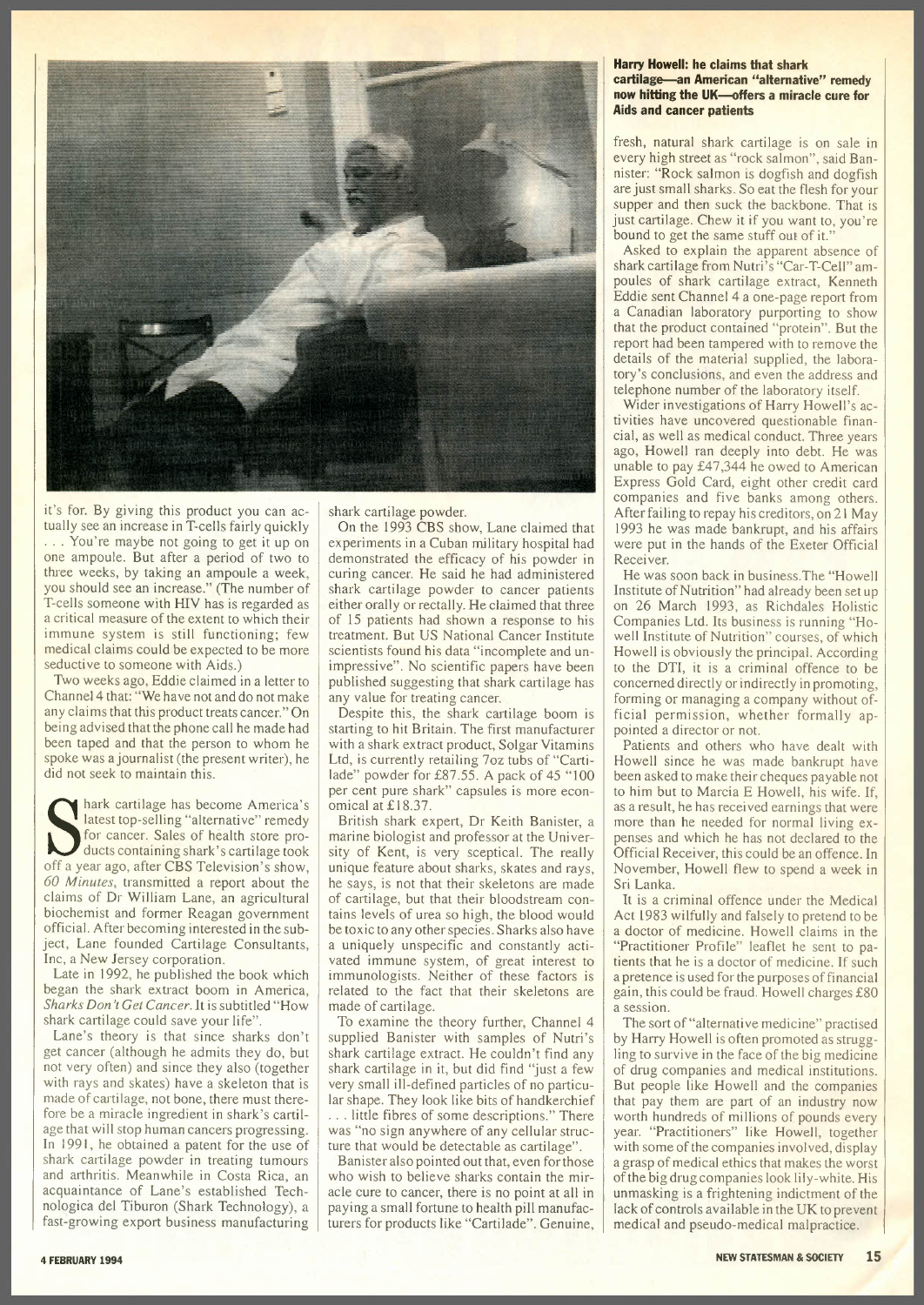**Harry Howell: he claims that shark cartilage—an American "alternative" remedy now hitting the UK—offers a miracle cure for Aids and cancer patients**

it's for. By giving this product you can actually see an increase in T-cells fairly quickly . . . You're maybe not going to get it up on one ampoule. But after a period of two to three weeks, by taking an ampoule a week, you should see an increase." (The number of T-cells someone with HIV has is regarded as a critical measure of the extent to which their immune system is still functioning; few medical claims could be expected to be more seductive to someone with Aids.)

Two weeks ago, Eddie claimed in a letter to Channel 4 that: "We have not and do not make any claims that this product treats cancer." On being advised that the phone call he made had been taped and that the person to whom he spoke was a journalist (the present writer), he did not seek to maintain this.

Shark cartilage has become America's latest top-selling "alternative" remedy for cancer. Sales of health store products containing shark's cartilage took off a year ago, after CBS Television's show, *60 Minutes*, transmitted a report about the claims of Dr William Lane, an agricultural biochemist and former Reagan government official. After becoming interested in the subject, Lane founded Cartilage Consultants, Inc, a New Jersey corporation.

Late in 1992, he published the book which began the shark extract boom in America, *Sharks Don't Get Cancer*. It is subtitled "How shark cartilage could save your life".

Lane's theory is that since sharks don't get cancer (although he admits they do, but not very often) and since they also (together with rays and skates) have a skeleton that is made of cartilage, not bone, there must therefore be a miracle ingredient in shark's cartilage that will stop human cancers progressing. In 1991, he obtained a patent for the use of shark cartilage powder in treating tumours and arthritis. Meanwhile in Costa Rica, an acquaintance of Lane's established Technologica del Tiburon (Shark Technology), a fast-growing export business manufacturing shark cartilage powder.

On the 1993 CBS show, Lane claimed that experiments in a Cuban military hospital had demonstrated the efficacy of his powder in curing cancer. He said he had administered shark cartilage powder to cancer patients either orally or rectally. He claimed that three of 15 patients had shown a response to his treatment. But US National Cancer Institute scientists found his data "incomplete and unimpressive". No scientific papers have been published suggesting that shark cartilage has any value for treating cancer.

Despite this, the shark cartilage boom is starting to hit Britain. The first manufacturer with a shark extract product, Solgar Vitamins Ltd, is currently retailing 7oz tubs of "Cartilade" powder for £87.55. A pack of 45 "100 per cent pure shark" capsules is more economical at £18.37.

British shark expert, Dr Keith Banister, a marine biologist and professor at the University of Kent, is very sceptical. The really unique feature about sharks, skates and rays, he says, is not that their skeletons are made of cartilage, but that their bloodstream contains levels of urea so high, the blood would be toxic to any other species. Sharks also have a uniquely unspecific and constantly activated immune system, of great interest to immunologists. Neither of these factors is related to the fact that their skeletons are made of cartilage.

To examine the theory further, Channel 4 supplied Banister with samples of Nutri's shark cartilage extract. He couldn't find any shark cartilage in it, but did find "just a few very small ill-defined particles of no particular shape. They look like bits of handkerchief . . . little fibres of some descriptions." There was "no sign anywhere of any cellular structure that would be detectable as cartilage".

Banister also pointed out that, even for those who wish to believe sharks contain the miracle cure to cancer, there is no point at all in paying a small fortune to health pill manufacturers for products like "Cartilade". Genuine, fresh, natural shark cartilage is on sale in every high street as "rock salmon", said Banister: "Rock salmon is dogfish and dogfish are just small sharks. So eat the flesh for your supper and then suck the backbone. That is just cartilage. Chew it if you want to, you're bound to get the same stuff out of it."

Asked to explain the apparent absence of shark cartilage from Nutri's "Car-T-Cell" ampoules of shark cartilage extract, Kenneth Eddie sent Channel 4 a one-page report from a Canadian laboratory purporting to show that the product contained "protein". But the report had been tampered with to remove the details of the material supplied, the laboratory's conclusions, and even the address and telephone number of the laboratory itself.

Wider investigations of Harry Howell's activities have uncovered questionable financial, as well as medical conduct. Three years ago, Howell ran deeply into debt. He was unable to pay £47,344 he owed to American Express Gold Card, eight other credit card companies and five banks among others. After failing to repay his creditors, on 21 May 1993 he was made bankrupt, and his affairs were put in the hands of the Exeter Official Receiver.

He was soon back in business. The "Howell Institute of Nutrition" had already been set up on 26 March 1993, as Richdales Holistic Companies Ltd. Its business is running "Howell Institute of Nutrition" courses, of which Howell is obviously the principal. According to the DTI, it is a criminal offence to be concerned directly or indirectly in promoting, forming or managing a company without official permission, whether formally appointed a director or not.

Patients and others who have dealt with Howell since he was made bankrupt have been asked to make their cheques payable not to him but to Marcia E Howell, his wife. If, as a result, he has received earnings that were more than he needed for normal living expenses and which he has not declared to the Official Receiver, this could be an offence. In November, Howell flew to spend a week in Sri Lanka.

It is a criminal offence under the Medical Act 1983 wilfully and falsely to pretend to be a doctor of medicine. Howell claims in the "Practitioner Profile" leaflet he sent to patients that he is a doctor of medicine. If such a pretence is used for the purposes of financial gain, this could be fraud. Howell charges £80 a session.

The sort of "alternative medicine" practised by Harry Howell is often promoted as struggling to survive in the face of the big medicine of drug companies and medical institutions. But people like Howell and the companies that pay them are part of an industry now worth hundreds of millions of pounds every year. "Practitioners" like Howell, together with some of the companies involved, display a grasp of medical ethics that makes the worst of the big drug companies look lily-white. His unmasking is a frightening indictment of the lack of controls available in the UK to prevent medical and pseudo-medical malpractice.